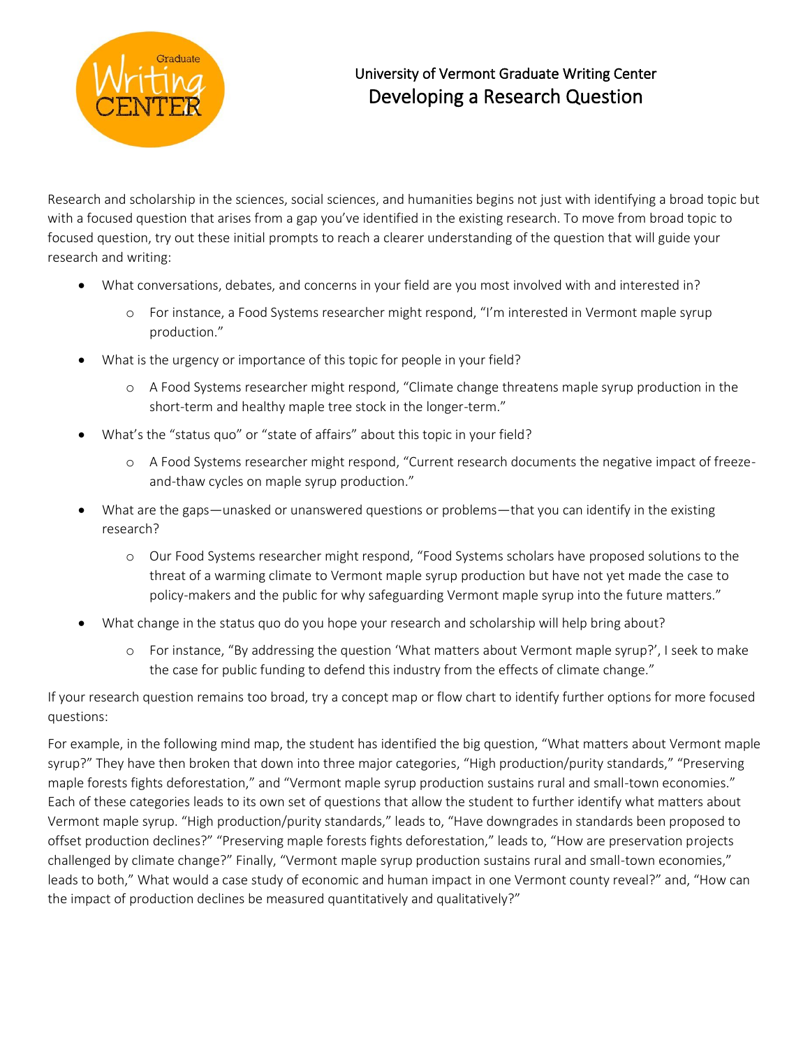# University of Vermont Graduate Writing Center
## Developing a Research Question

Research and scholarship in the sciences, social sciences, and humanities begins not just with identifying a broad topic but with a focused question that arises from a gap you've identified in the existing research. To move from broad topic to focused question, try out these initial prompts to reach a clearer understanding of the question that will guide your research and writing:

- What conversations, debates, and concerns in your field are you most involved with and interested in?
  - For instance, a Food Systems researcher might respond, "I'm interested in Vermont maple syrup production."
- What is the urgency or importance of this topic for people in your field?
  - A Food Systems researcher might respond, "Climate change threatens maple syrup production in the short-term and healthy maple tree stock in the longer-term."
- What's the "status quo" or "state of affairs" about this topic in your field?
  - A Food Systems researcher might respond, "Current research documents the negative impact of freeze-and-thaw cycles on maple syrup production."
- What are the gaps—unasked or unanswered questions or problems—that you can identify in the existing research?
  - Our Food Systems researcher might respond, "Food Systems scholars have proposed solutions to the threat of a warming climate to Vermont maple syrup production but have not yet made the case to policy-makers and the public for why safeguarding Vermont maple syrup into the future matters."
- What change in the status quo do you hope your research and scholarship will help bring about?
  - For instance, "By addressing the question 'What matters about Vermont maple syrup?', I seek to make the case for public funding to defend this industry from the effects of climate change."

If your research question remains too broad, try a concept map or flow chart to identify further options for more focused questions:

For example, in the following mind map, the student has identified the big question, "What matters about Vermont maple syrup?" They have then broken that down into three major categories, "High production/purity standards," "Preserving maple forests fights deforestation," and "Vermont maple syrup production sustains rural and small-town economies." Each of these categories leads to its own set of questions that allow the student to further identify what matters about Vermont maple syrup. "High production/purity standards," leads to, "Have downgrades in standards been proposed to offset production declines?" "Preserving maple forests fights deforestation," leads to, "How are preservation projects challenged by climate change?" Finally, "Vermont maple syrup production sustains rural and small-town economies," leads to both," What would a case study of economic and human impact in one Vermont county reveal?" and, "How can the impact of production declines be measured quantitatively and qualitatively?"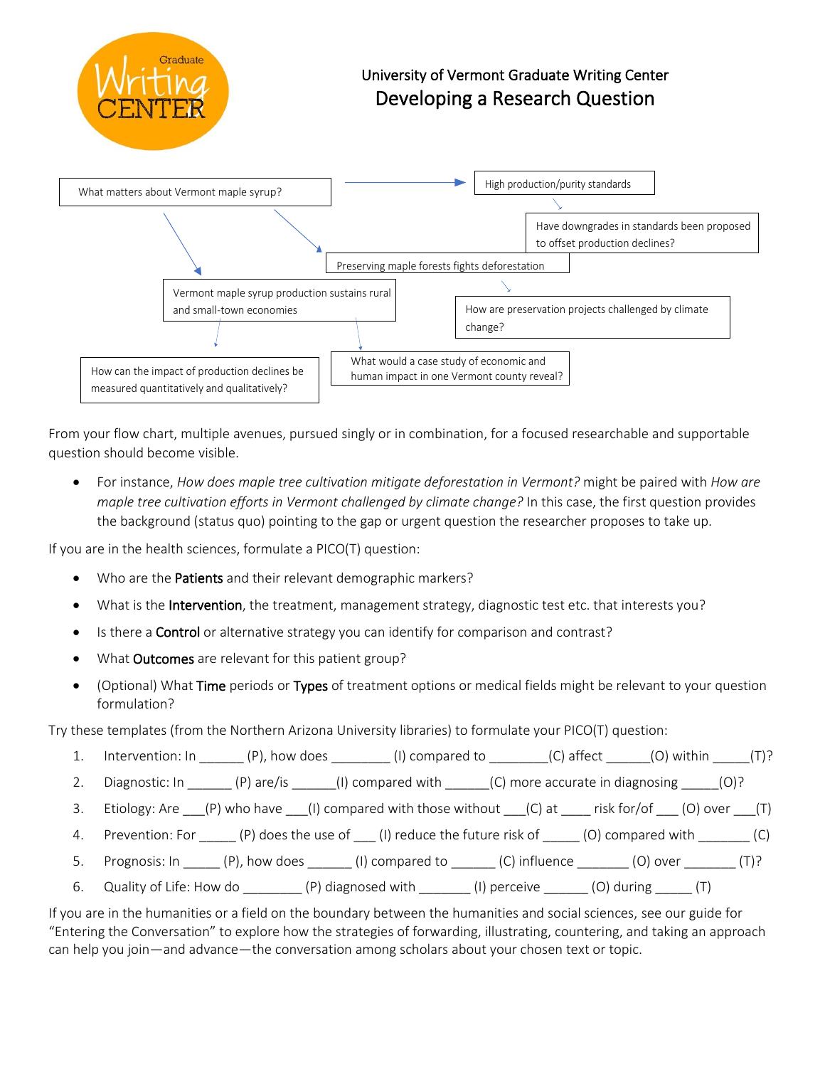University of Vermont Graduate Writing Center

# Developing a Research Question

What matters about Vermont maple syrup?

High production/purity standards

Have downgrades in standards been proposed to offset production declines?

Preserving maple forests fights deforestation

Vermont maple syrup production sustains rural and small-town economies

How are preservation projects challenged by climate change?

How can the impact of production declines be measured quantitatively and qualitatively?

What would a case study of economic and human impact in one Vermont county reveal?

From your flow chart, multiple avenues, pursued singly or in combination, for a focused researchable and supportable question should become visible.

- For instance, *How does maple tree cultivation mitigate deforestation in Vermont?* might be paired with *How are maple tree cultivation efforts in Vermont challenged by climate change?* In this case, the first question provides the background (status quo) pointing to the gap or urgent question the researcher proposes to take up.

If you are in the health sciences, formulate a PICO(T) question:

- Who are the Patients and their relevant demographic markers?
- What is the Intervention, the treatment, management strategy, diagnostic test etc. that interests you?
- Is there a Control or alternative strategy you can identify for comparison and contrast?
- What Outcomes are relevant for this patient group?
- (Optional) What Time periods or Types of treatment options or medical fields might be relevant to your question formulation?

Try these templates (from the Northern Arizona University libraries) to formulate your PICO(T) question:

1. Intervention: In ______ (P), how does ________ (I) compared to ________(C) affect ______(O) within _____(T)?
2. Diagnostic: In ______ (P) are/is ______(I) compared with ______(C) more accurate in diagnosing _____(O)?
3. Etiology: Are ___(P) who have ___(I) compared with those without ___(C) at ____ risk for/of ___ (O) over ___(T)
4. Prevention: For _____ (P) does the use of ___ (I) reduce the future risk of _____ (O) compared with _______ (C)
5. Prognosis: In _____ (P), how does ______ (I) compared to ______ (C) influence _______ (O) over _______ (T)?
6. Quality of Life: How do ________ (P) diagnosed with _______ (I) perceive ______ (O) during _____ (T)

If you are in the humanities or a field on the boundary between the humanities and social sciences, see our guide for "Entering the Conversation" to explore how the strategies of forwarding, illustrating, countering, and taking an approach can help you join—and advance—the conversation among scholars about your chosen text or topic.